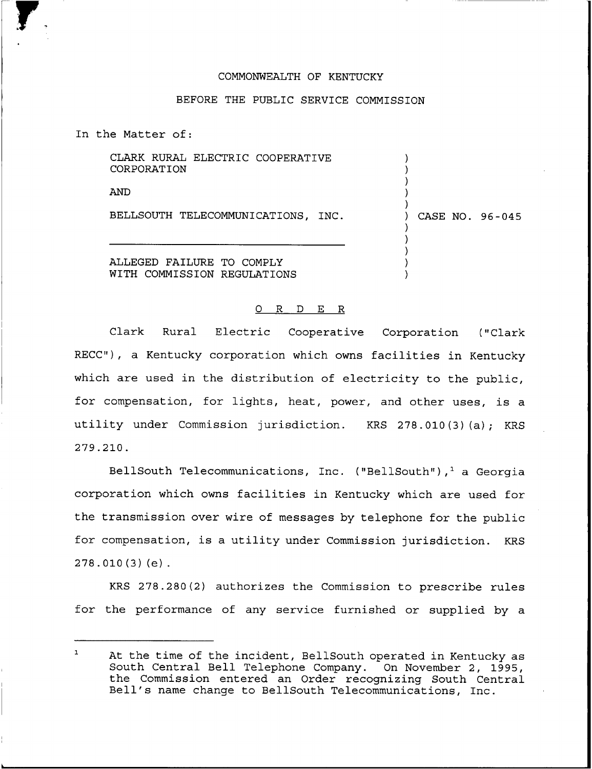COMMONWEALTH OF KENTUCKY

BEFORE THE PUBLIC SERVICE COMMISSION

In the Matter of:

CLARK RURAL ELECTRIC COOPERATIVE CORPORATION

AND

BELLSOUTH TELECOMMUNICATIONS, INC.

ALLEGED FAILURE TO COMPLY WITH COMMISSION REGULATIONS

) CASE NO. 96-045

O R D E R

Clark Rural Electric Cooperative Corporation ("Clark RECC"), a Kentucky corporation which owns facilities in Kentucky which are used in the distribution of electricity to the public, for compensation, for lights, heat, power, and other uses, is a utility under Commission jurisdiction. KRS 278.010(3)(a); KRS 279.210.

BellSouth Telecommunications, Inc. ("BellSouth"),[1] a Georgia corporation which owns facilities in Kentucky which are used for the transmission over wire of messages by telephone for the public for compensation, is a utility under Commission jurisdiction. KRS 278.010(3)(e).

KRS 278.280(2) authorizes the Commission to prescribe rules for the performance of any service furnished or supplied by a

[1] At the time of the incident, BellSouth operated in Kentucky as South Central Bell Telephone Company. On November 2, 1995, the Commission entered an Order recognizing South Central Bell's name change to BellSouth Telecommunications, Inc.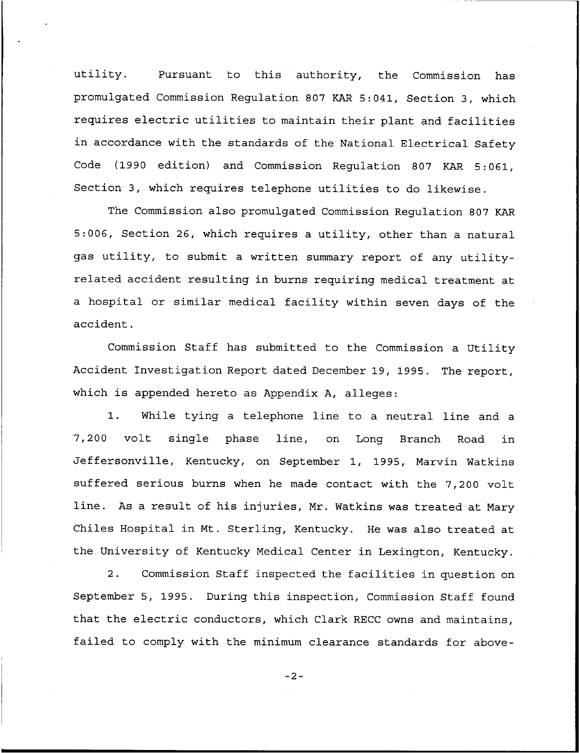utility. Pursuant to this authority, the Commission has promulgated Commission Regulation 807 KAR 5:041, Section 3, which requires electric utilities to maintain their plant and facilities in accordance with the standards of the National Electrical Safety Code (1990 edition) and Commission Regulation 807 KAR 5:061, Section 3, which requires telephone utilities to do likewise.

The Commission also promulgated Commission Regulation 807 KAR 5:006, Section 26, which requires a utility, other than a natural gas utility, to submit a written summary report of any utility-related accident resulting in burns requiring medical treatment at a hospital or similar medical facility within seven days of the accident.

Commission Staff has submitted to the Commission a Utility Accident Investigation Report dated December 19, 1995. The report, which is appended hereto as Appendix A, alleges:

1. While tying a telephone line to a neutral line and a 7,200 volt single phase line, on Long Branch Road in Jeffersonville, Kentucky, on September 1, 1995, Marvin Watkins suffered serious burns when he made contact with the 7,200 volt line. As a result of his injuries, Mr. Watkins was treated at Mary Chiles Hospital in Mt. Sterling, Kentucky. He was also treated at the University of Kentucky Medical Center in Lexington, Kentucky.

2. Commission Staff inspected the facilities in question on September 5, 1995. During this inspection, Commission Staff found that the electric conductors, which Clark RECC owns and maintains, failed to comply with the minimum clearance standards for above-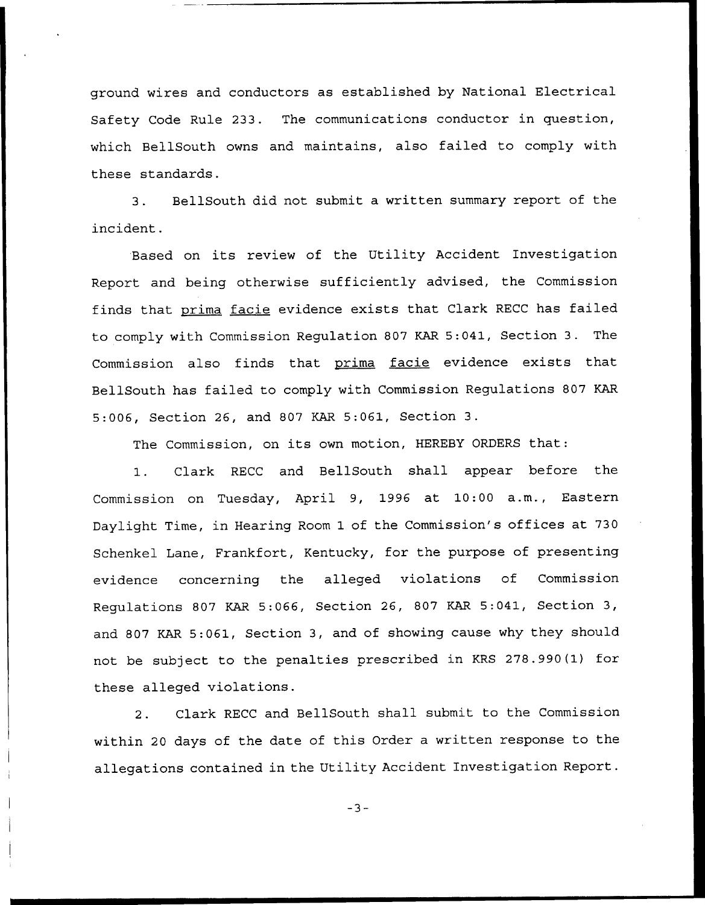ground wires and conductors as established by National Electrical Safety Code Rule 233. The communications conductor in question, which BellSouth owns and maintains, also failed to comply with these standards.

3. BellSouth did not submit a written summary report of the incident.

Based on its review of the Utility Accident Investigation Report and being otherwise sufficiently advised, the Commission finds that prima facie evidence exists that Clark RECC has failed to comply with Commission Regulation 807 KAR 5:041, Section 3. The Commission also finds that prima facie evidence exists that BellSouth has failed to comply with Commission Regulations 807 KAR 5:006, Section 26, and 807 KAR 5:061, Section 3.

The Commission, on its own motion, HEREBY ORDERS that:

1. Clark RECC and BellSouth shall appear before the Commission on Tuesday, April 9, 1996 at 10:00 a.m., Eastern Daylight Time, in Hearing Room 1 of the Commission's offices at 730 Schenkel Lane, Frankfort, Kentucky, for the purpose of presenting evidence concerning the alleged violations of Commission Regulations 807 KAR 5:066, Section 26, 807 KAR 5:041, Section 3, and 807 KAR 5:061, Section 3, and of showing cause why they should not be subject to the penalties prescribed in KRS 278.990(1) for these alleged violations.

2. Clark RECC and BellSouth shall submit to the Commission within 20 days of the date of this Order a written response to the allegations contained in the Utility Accident Investigation Report.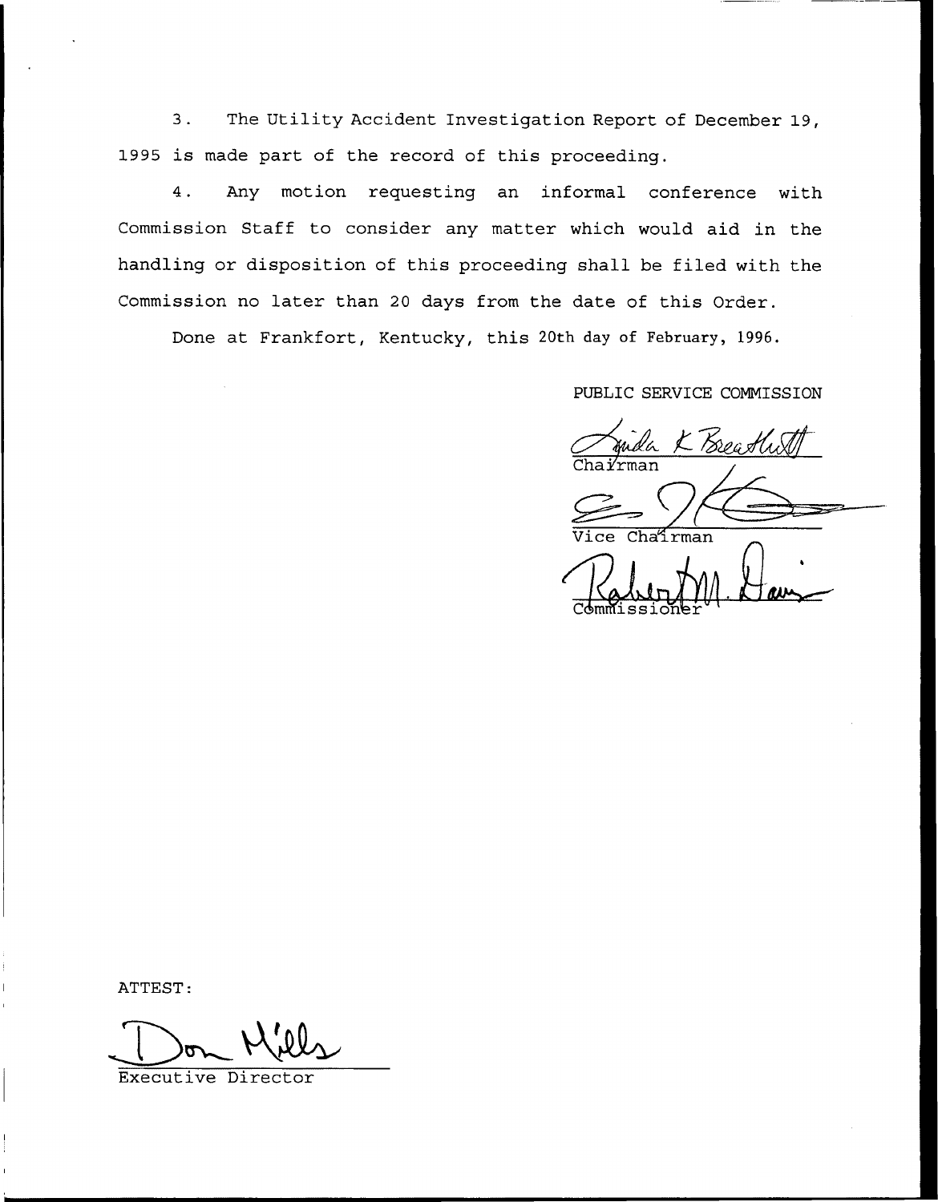3. The Utility Accident Investigation Report of December 19, 1995 is made part of the record of this proceeding.

4. Any motion requesting an informal conference with Commission Staff to consider any matter which would aid in the handling or disposition of this proceeding shall be filed with the Commission no later than 20 days from the date of this Order.

Done at Frankfort, Kentucky, this 20th day of February, 1996.

PUBLIC SERVICE COMMISSION

Linda K Breathitt
Chairman

Vice Chairman

Robert M. Davis
Commissioner

ATTEST:

Don Mills
Executive Director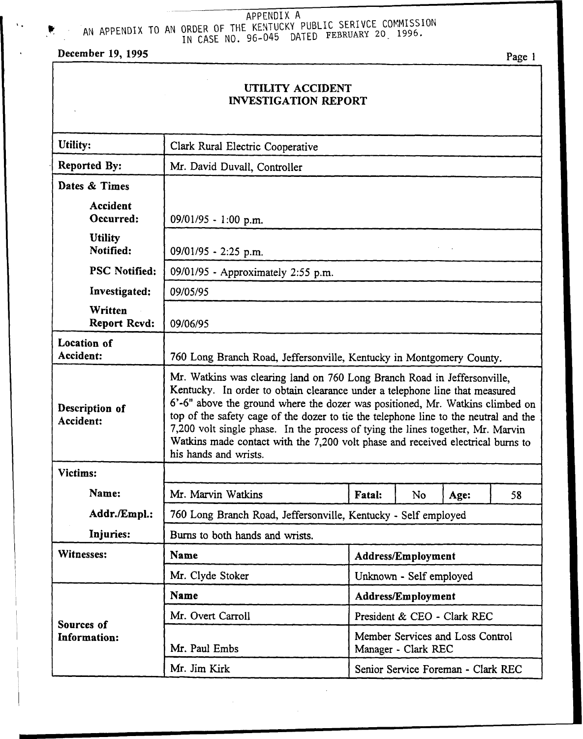APPENDIX A

AN APPENDIX TO AN ORDER OF THE KENTUCKY PUBLIC SERIVCE COMMISSION IN CASE NO. 96-045 DATED FEBRUARY 20 1996.

December 19, 1995

# UTILITY ACCIDENT INVESTIGATION REPORT

| | | | | | |
|---|---|---|---|---|---|
| **Utility:** | Clark Rural Electric Cooperative | | | | |
| **Reported By:** | Mr. David Duvall, Controller | | | | |
| **Dates & Times** | | | | | |
| **Accident Occurred:** | 09/01/95 - 1:00 p.m. | | | | |
| **Utility Notified:** | 09/01/95 - 2:25 p.m. | | | | |
| **PSC Notified:** | 09/01/95 - Approximately 2:55 p.m. | | | | |
| **Investigated:** | 09/05/95 | | | | |
| **Written Report Rcvd:** | 09/06/95 | | | | |
| **Location of Accident:** | 760 Long Branch Road, Jeffersonville, Kentucky in Montgomery County. | | | | |
| **Description of Accident:** | Mr. Watkins was clearing land on 760 Long Branch Road in Jeffersonville, Kentucky. In order to obtain clearance under a telephone line that measured 6'-6" above the ground where the dozer was positioned, Mr. Watkins climbed on top of the safety cage of the dozer to tie the telephone line to the neutral and the 7,200 volt single phase. In the process of tying the lines together, Mr. Marvin Watkins made contact with the 7,200 volt phase and received electrical burns to his hands and wrists. | | | | |
| **Victims:** | | | | | |
| **Name:** | Mr. Marvin Watkins | **Fatal:** | No | **Age:** | 58 |
| **Addr./Empl.:** | 760 Long Branch Road, Jeffersonville, Kentucky - Self employed | | | | |
| **Injuries:** | Burns to both hands and wrists. | | | | |
| **Witnesses:** | **Name** | **Address/Employment** | | | |
| | Mr. Clyde Stoker | Unknown - Self employed | | | |
| **Sources of Information:** | **Name** | **Address/Employment** | | | |
| | Mr. Overt Carroll | President & CEO - Clark REC | | | |
| | Mr. Paul Embs | Member Services and Loss Control Manager - Clark REC | | | |
| | Mr. Jim Kirk | Senior Service Foreman - Clark REC | | | |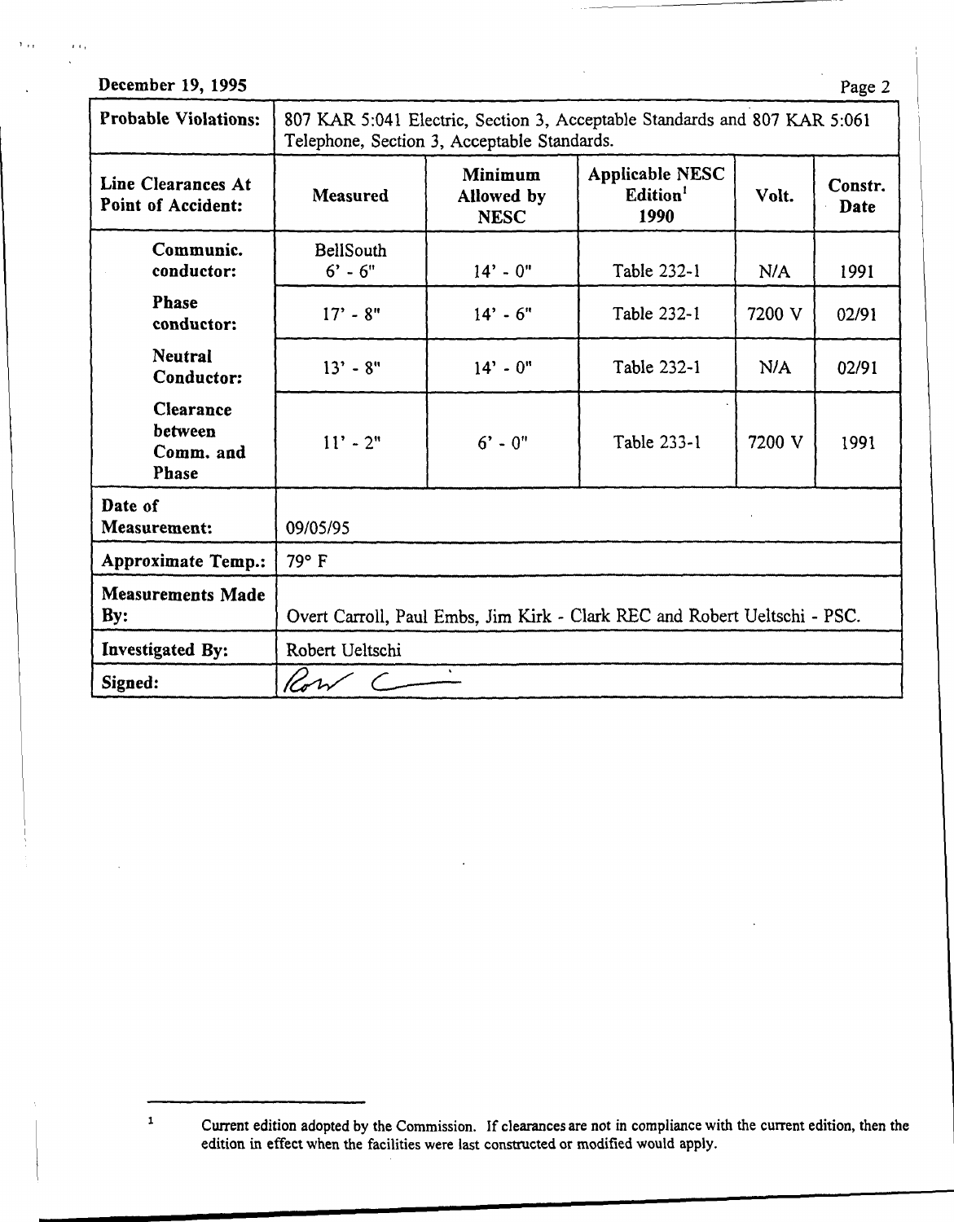December 19, 1995

| Probable Violations: | 807 KAR 5:041 Electric, Section 3, Acceptable Standards and 807 KAR 5:061 Telephone, Section 3, Acceptable Standards. | | | | |
|---|---|---|---|---|---|
| **Line Clearances At Point of Accident:** | **Measured** | **Minimum Allowed by NESC** | **Applicable NESC Edition[1] 1990** | **Volt.** | **Constr. Date** |
| **Communic. conductor:** | BellSouth 6' - 6" | 14' - 0" | Table 232-1 | N/A | 1991 |
| **Phase conductor:** | 17' - 8" | 14' - 6" | Table 232-1 | 7200 V | 02/91 |
| **Neutral Conductor:** | 13' - 8" | 14' - 0" | Table 232-1 | N/A | 02/91 |
| **Clearance between Comm. and Phase** | 11' - 2" | 6' - 0" | Table 233-1 | 7200 V | 1991 |
| **Date of Measurement:** | 09/05/95 | | | | |
| **Approximate Temp.:** | 79° F | | | | |
| **Measurements Made By:** | Overt Carroll, Paul Embs, Jim Kirk - Clark REC and Robert Ueltschi - PSC. | | | | |
| **Investigated By:** | Robert Ueltschi | | | | |
| **Signed:** | [signature] | | | | |

[1] Current edition adopted by the Commission. If clearances are not in compliance with the current edition, then the edition in effect when the facilities were last constructed or modified would apply.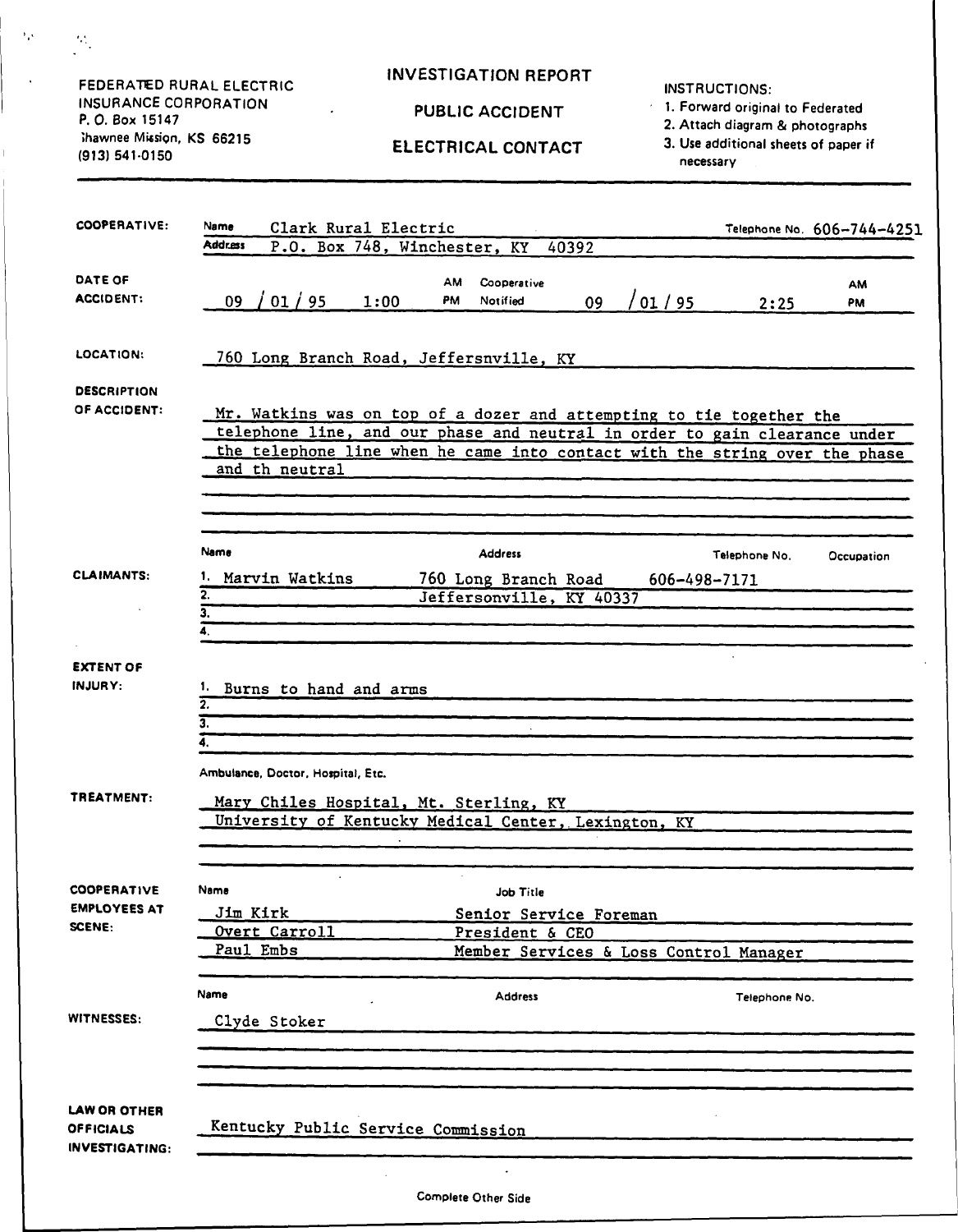FEDERATED RURAL ELECTRIC INSURANCE CORPORATION
P. O. Box 15147
Shawnee Mission, KS 66215
(913) 541-0150

# INVESTIGATION REPORT

## PUBLIC ACCIDENT

## ELECTRICAL CONTACT

INSTRUCTIONS:
1. Forward original to Federated
2. Attach diagram & photographs
3. Use additional sheets of paper if necessary

**COOPERATIVE:**
Name: Clark Rural Electric
Telephone No. 606-744-4251
Address: P.O. Box 748, Winchester, KY 40392

**DATE OF ACCIDENT:** 09 / 01 / 95 1:00 AM PM
Cooperative Notified: 09 / 01 / 95 2:25 AM PM

**LOCATION:** 760 Long Branch Road, Jeffersnville, KY

**DESCRIPTION OF ACCIDENT:**
Mr. Watkins was on top of a dozer and attempting to tie together the telephone line, and our phase and neutral in order to gain clearance under the telephone line when he came into contact with the string over the phase and th neutral

**CLAIMANTS:**

| | Name | Address | Telephone No. | Occupation |
|---|---|---|---|---|
| 1. | Marvin Watkins | 760 Long Branch Road | 606-498-7171 | |
| 2. | | Jeffersonville, KY 40337 | | |
| 3. | | | | |
| 4. | | | | |

**EXTENT OF INJURY:**
1. Burns to hand and arms
2.
3.
4.

**TREATMENT:** (Ambulance, Doctor, Hospital, Etc.)
Mary Chiles Hospital, Mt. Sterling, KY
University of Kentucky Medical Center, Lexington, KY

**COOPERATIVE EMPLOYEES AT SCENE:**

| Name | Job Title |
|---|---|
| Jim Kirk | Senior Service Foreman |
| Overt Carroll | President & CEO |
| Paul Embs | Member Services & Loss Control Manager |

**WITNESSES:**

| Name | Address | Telephone No. |
|---|---|---|
| Clyde Stoker | | |

**LAW OR OTHER OFFICIALS INVESTIGATING:** Kentucky Public Service Commission

Complete Other Side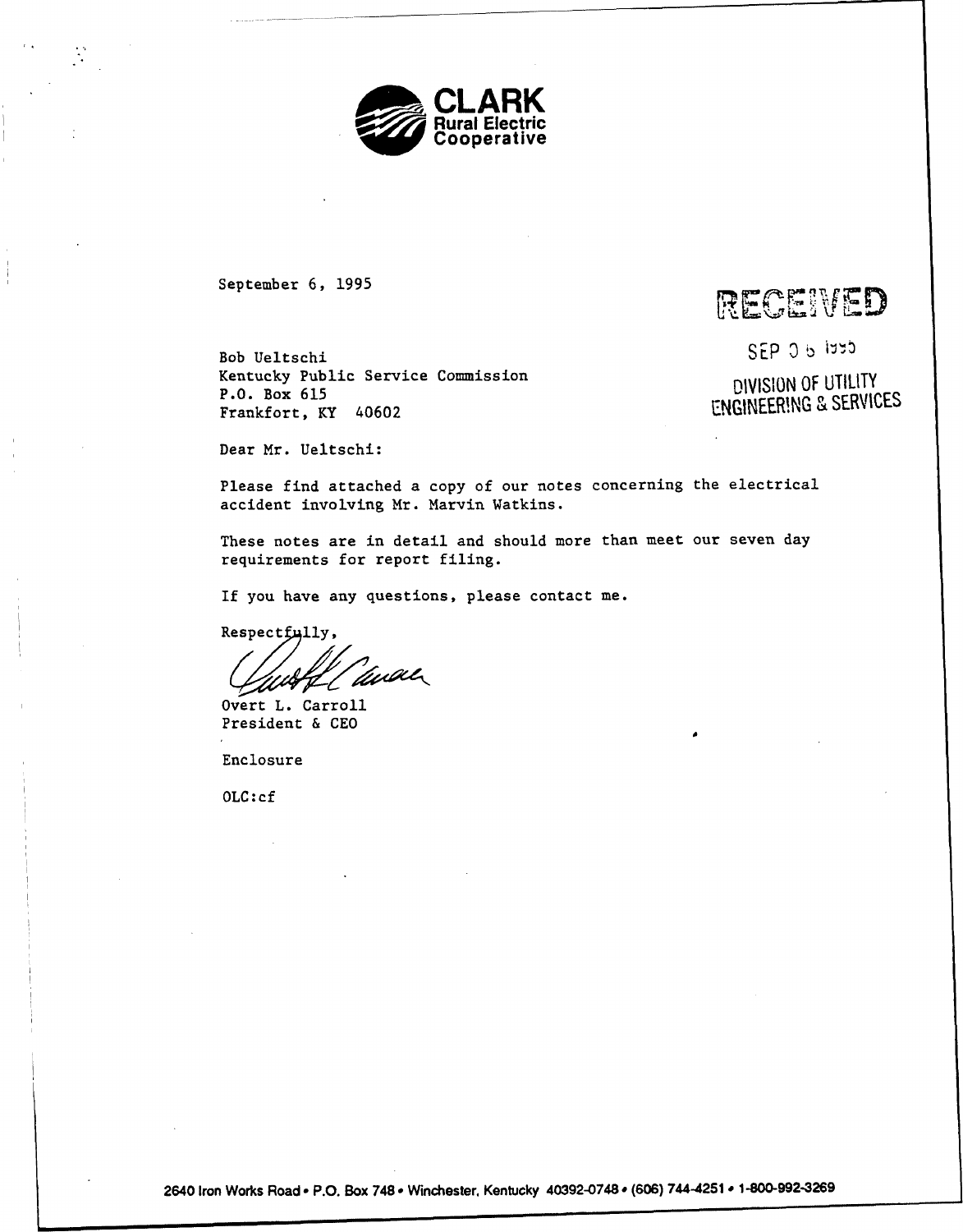**CLARK**
**Rural Electric Cooperative**

September 6, 1995

RECEIVED

SEP 06 1995

DIVISION OF UTILITY ENGINEERING & SERVICES

Bob Ueltschi
Kentucky Public Service Commission
P.O. Box 615
Frankfort, KY 40602

Dear Mr. Ueltschi:

Please find attached a copy of our notes concerning the electrical accident involving Mr. Marvin Watkins.

These notes are in detail and should more than meet our seven day requirements for report filing.

If you have any questions, please contact me.

Respectfully,

Overt L. Carroll
President & CEO

Enclosure

OLC:cf

2640 Iron Works Road • P.O. Box 748 • Winchester, Kentucky 40392-0748 • (606) 744-4251 • 1-800-992-3269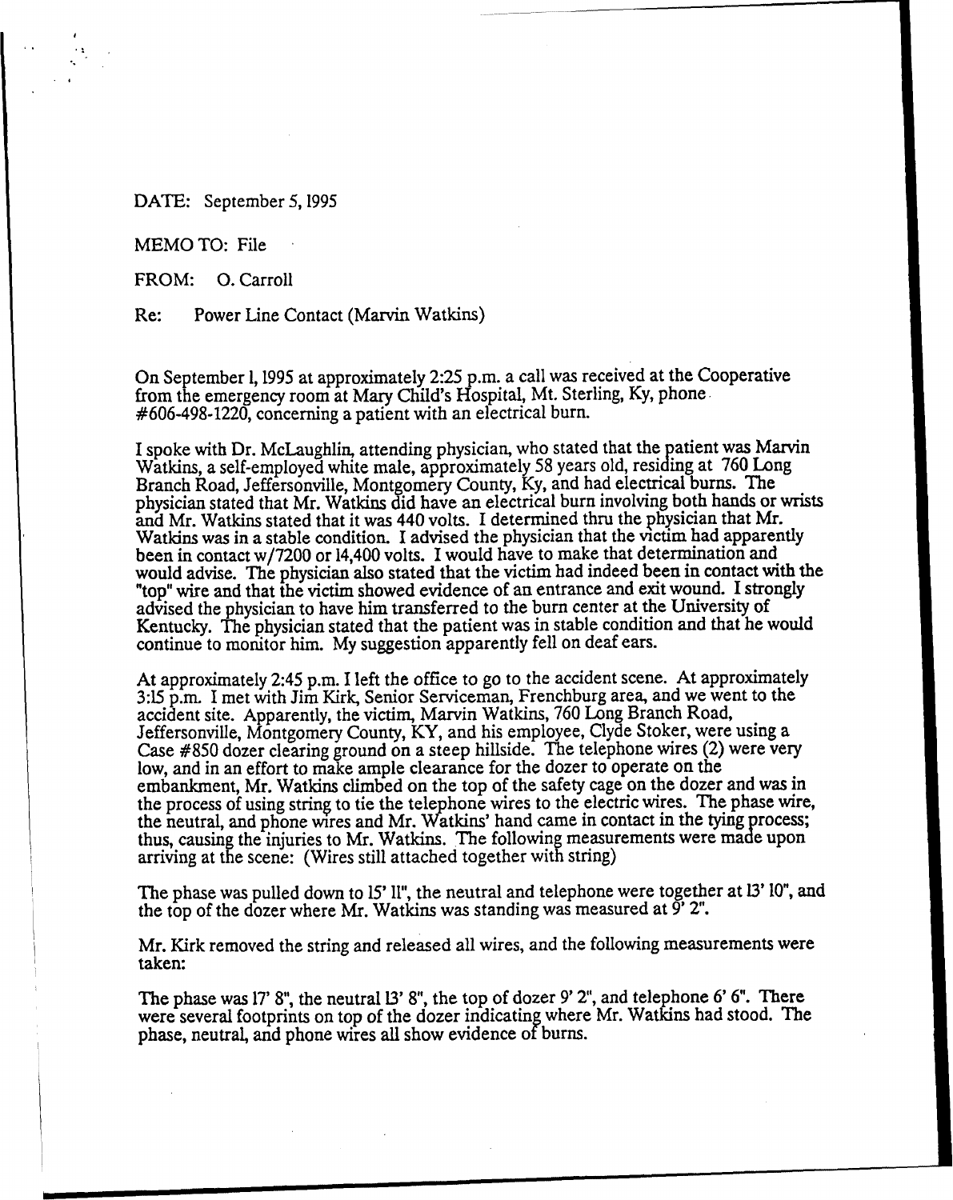DATE: September 5, 1995

MEMO TO: File

FROM: O. Carroll

Re: Power Line Contact (Marvin Watkins)

On September 1, 1995 at approximately 2:25 p.m. a call was received at the Cooperative from the emergency room at Mary Child's Hospital, Mt. Sterling, Ky, phone #606-498-1220, concerning a patient with an electrical burn.

I spoke with Dr. McLaughlin, attending physician, who stated that the patient was Marvin Watkins, a self-employed white male, approximately 58 years old, residing at 760 Long Branch Road, Jeffersonville, Montgomery County, Ky, and had electrical burns. The physician stated that Mr. Watkins did have an electrical burn involving both hands or wrists and Mr. Watkins stated that it was 440 volts. I determined thru the physician that Mr. Watkins was in a stable condition. I advised the physician that the victim had apparently been in contact w/7200 or 14,400 volts. I would have to make that determination and would advise. The physician also stated that the victim had indeed been in contact with the "top" wire and that the victim showed evidence of an entrance and exit wound. I strongly advised the physician to have him transferred to the burn center at the University of Kentucky. The physician stated that the patient was in stable condition and that he would continue to monitor him. My suggestion apparently fell on deaf ears.

At approximately 2:45 p.m. I left the office to go to the accident scene. At approximately 3:15 p.m. I met with Jim Kirk, Senior Serviceman, Frenchburg area, and we went to the accident site. Apparently, the victim, Marvin Watkins, 760 Long Branch Road, Jeffersonville, Montgomery County, KY, and his employee, Clyde Stoker, were using a Case #850 dozer clearing ground on a steep hillside. The telephone wires (2) were very low, and in an effort to make ample clearance for the dozer to operate on the embankment, Mr. Watkins climbed on the top of the safety cage on the dozer and was in the process of using string to tie the telephone wires to the electric wires. The phase wire, the neutral, and phone wires and Mr. Watkins' hand came in contact in the tying process; thus, causing the injuries to Mr. Watkins. The following measurements were made upon arriving at the scene: (Wires still attached together with string)

The phase was pulled down to 15' 11", the neutral and telephone were together at 13' 10", and the top of the dozer where Mr. Watkins was standing was measured at 9' 2".

Mr. Kirk removed the string and released all wires, and the following measurements were taken:

The phase was 17' 8", the neutral 13' 8", the top of dozer 9' 2", and telephone 6' 6". There were several footprints on top of the dozer indicating where Mr. Watkins had stood. The phase, neutral, and phone wires all show evidence of burns.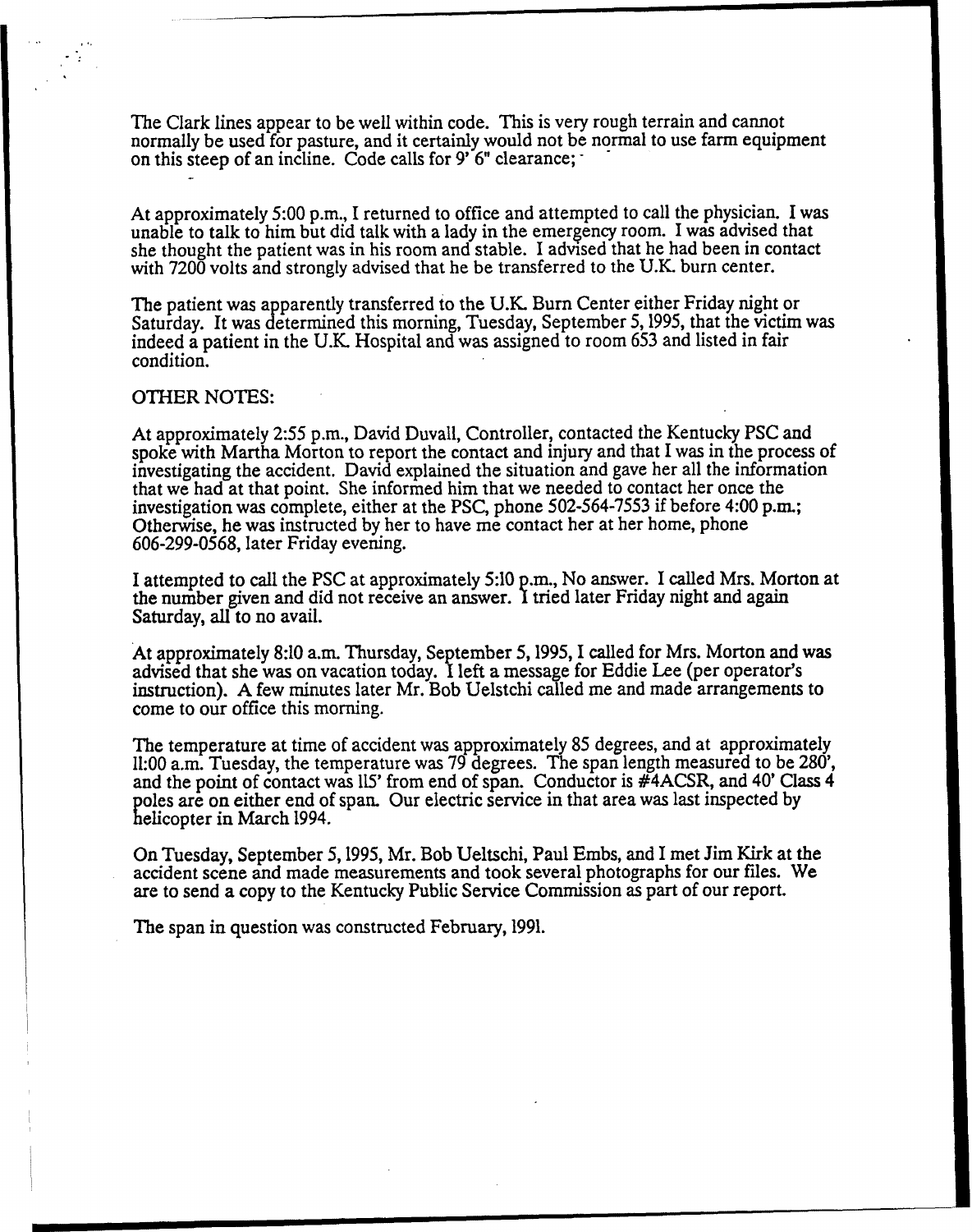The Clark lines appear to be well within code. This is very rough terrain and cannot normally be used for pasture, and it certainly would not be normal to use farm equipment on this steep of an incline. Code calls for 9' 6" clearance;

At approximately 5:00 p.m., I returned to office and attempted to call the physician. I was unable to talk to him but did talk with a lady in the emergency room. I was advised that she thought the patient was in his room and stable. I advised that he had been in contact with 7200 volts and strongly advised that he be transferred to the U.K. burn center.

The patient was apparently transferred to the U.K. Burn Center either Friday night or Saturday. It was determined this morning, Tuesday, September 5, 1995, that the victim was indeed a patient in the U.K. Hospital and was assigned to room 653 and listed in fair condition.

OTHER NOTES:

At approximately 2:55 p.m., David Duvall, Controller, contacted the Kentucky PSC and spoke with Martha Morton to report the contact and injury and that I was in the process of investigating the accident. David explained the situation and gave her all the information that we had at that point. She informed him that we needed to contact her once the investigation was complete, either at the PSC, phone 502-564-7553 if before 4:00 p.m.; Otherwise, he was instructed by her to have me contact her at her home, phone 606-299-0568, later Friday evening.

I attempted to call the PSC at approximately 5:10 p.m., No answer. I called Mrs. Morton at the number given and did not receive an answer. I tried later Friday night and again Saturday, all to no avail.

At approximately 8:10 a.m. Thursday, September 5, 1995, I called for Mrs. Morton and was advised that she was on vacation today. I left a message for Eddie Lee (per operator's instruction). A few minutes later Mr. Bob Uelstchi called me and made arrangements to come to our office this morning.

The temperature at time of accident was approximately 85 degrees, and at approximately 11:00 a.m. Tuesday, the temperature was 79 degrees. The span length measured to be 280', and the point of contact was 115' from end of span. Conductor is #4ACSR, and 40' Class 4 poles are on either end of span. Our electric service in that area was last inspected by helicopter in March 1994.

On Tuesday, September 5, 1995, Mr. Bob Ueltschi, Paul Embs, and I met Jim Kirk at the accident scene and made measurements and took several photographs for our files. We are to send a copy to the Kentucky Public Service Commission as part of our report.

The span in question was constructed February, 1991.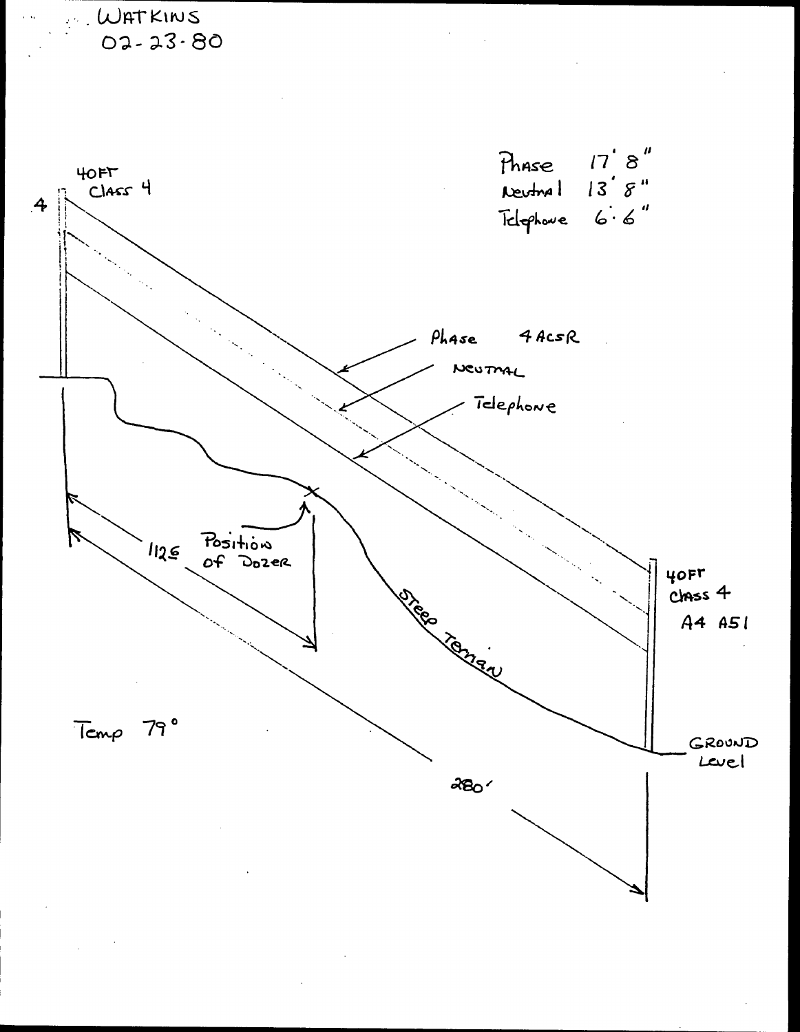WATKINS
02-23-80

Phase 17' 8"
Neutral 13' 8"
Telephone 6' 6"

40FT
Class 4

4

Phase 4 ACSR

NEUTRAL

Telephone

Position of Dozer

112'

Steep Terrain

40FT
Class 4
A4 A51

Temp 79°

GROUND Level

280'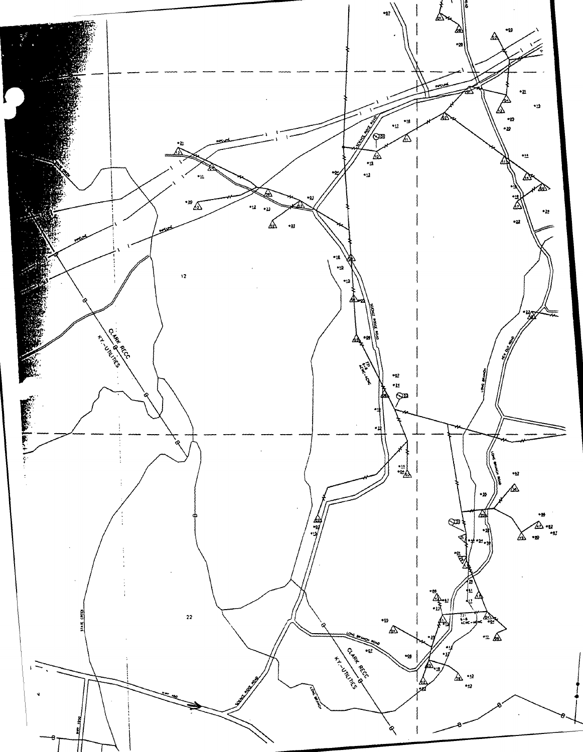12

22

CLARK RECC
KY-UTILITIES

SCIENCE RIDGE ROAD

LONG BRANCH ROAD

NEW DUE ROAD

LONG BRANCH

STATE CREEK

HWY 460

HWY 1990

PIPELINE

721
6-8
ACWC-ACWC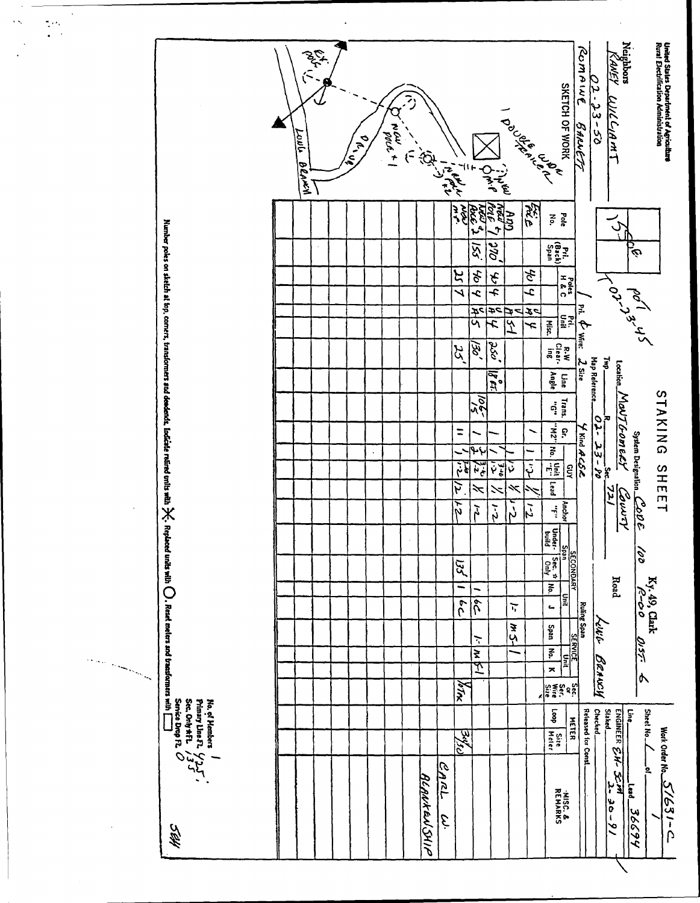United States Department of Agriculture
Rural Electrification Administration

# STAKING SHEET

**Neighbors**

KANEY WILLIAMS
02-23-50
ROMAINE BARNETT

System Designation: CODE 100 Ky. 49, Clark R-00 DIST. 6

Location: MONTGOMERY COUNTY Road: LULU BRANCH

Twp. ___ R. ___ Sec. ___

Map Reference: 02-23-50 721

1 Pri. & Wire: 2 Size 4 Kind ACSR

Ruling Span: ___

15 POE, POT 02-23-45

Work Order No. 5163-C
Sheet No. 1 of 1
Line ___ Lead 36694
ENGINEER EH-SCM
Staked 2-20-91
Checked ___
Released for Const. ___

## SKETCH OF WORK

EX. POLE; NEW POLE # 1; 1 NEW POLE # 2; 1 NEW M.P.; 1 DOUBLE WIDE TRAILER; DRIVE; LULU BRANCH

| Pole No. | Pri. (Back) Span | Poles H & C | | Pri. Unit | Misc. | R.W. Clearing | Line Angle | Trans. "G" | Gr. "M2" | GUY No. | GUY Unit "E" | GUY Lead | Anchor "F" | SECONDARY Span Underbuild | SECONDARY Span Sec. Only | SECONDARY Unit No. | SECONDARY Unit "J" | SERVICE Span | SERVICE Unit No. | SERVICE Unit "K" | Sec. or Ser. Wire Size | METER Loop | METER Size Meter | MISC. & REMARKS |
|---|---|---|---|---|---|---|---|---|---|---|---|---|---|---|---|---|---|---|---|---|---|---|---|---|
| EX. POLE | | 40 | 4 | A4 | | | | | 1 | 1 | 1-2 | 1/1 | 1-2 | | | | | | | | | | | |
| | | | | V | 5-1 | | | | | | | | | | | | | | | | | | | |
| ADD | | | | V | | | | | | 1 | 1-2 | 1/1 | 1-2 | | | | 1- | M5-1 | | | | | | |
| NEW POLE # 1 | 270' | 40 | 4 | A4 | | 250' | 18 FT. | | 1 | 1 | 3-10 / 1-2 | 1/1 | 1-2 | | | 1 | 6C | 1- | M5-1 | | | | | |
| NEW POLE # 2 | 155' | 40 | 4 | A5 | | 130' | | 10C-15 | 1 | 2 | 3-10 / 1-2 | 1/1 | 1-2 | | | | | | | | | | | |
| NEW M.P. | | 25 | 7 | | | 25' | | | 11 | 1 | 1-2 | 1/2 | 1-2 | | 135' | 1 | 6C | | | | 1/0TX | 3/10 | | CARL W. BLANKENSHIP |

Number poles on sketch at top, corners, transformers and deadends. Indicate retired units with ✕. Replaced units with ◯. Reset meters and transformers with ☐

No. of Members 1
Primary Line Ft. 425'
Sec. Only Ft. 135'
Service Drop Ft. 0

SEM